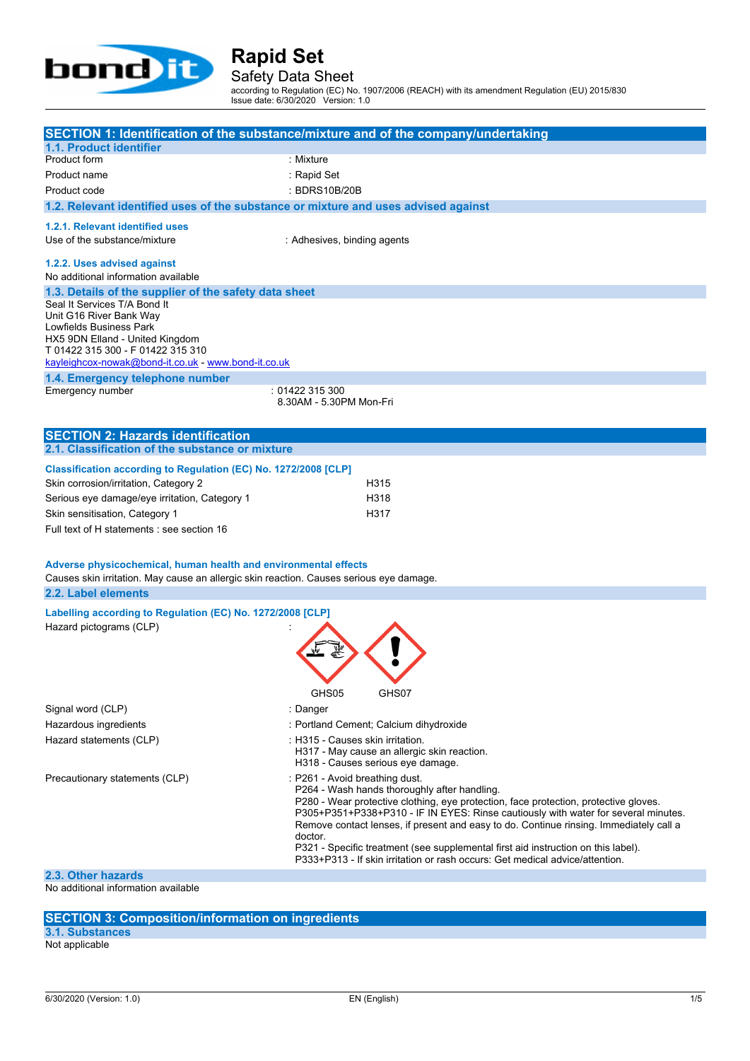# Rapid Set

## Safety Data Sheet

according to Regulation (EC) No. 1907/2006 (REACH) with its amendment Regulation (EU) 2015/830
Issue date: 6/30/2020 Version: 1.0

## SECTION 1: Identification of the substance/mixture and of the company/undertaking

### 1.1. Product identifier

| | |
|---|---|
| Product form | : Mixture |
| Product name | : Rapid Set |
| Product code | : BDRS10B/20B |

### 1.2. Relevant identified uses of the substance or mixture and uses advised against

#### 1.2.1. Relevant identified uses

| | |
|---|---|
| Use of the substance/mixture | : Adhesives, binding agents |

#### 1.2.2. Uses advised against

No additional information available

### 1.3. Details of the supplier of the safety data sheet

Seal It Services T/A Bond It
Unit G16 River Bank Way
Lowfields Business Park
HX5 9DN Elland - United Kingdom
T 01422 315 300 - F 01422 315 310
kayleighcox-nowak@bond-it.co.uk - www.bond-it.co.uk

### 1.4. Emergency telephone number

| | |
|---|---|
| Emergency number | : 01422 315 300<br>8.30AM - 5.30PM Mon-Fri |

## SECTION 2: Hazards identification

### 2.1. Classification of the substance or mixture

**Classification according to Regulation (EC) No. 1272/2008 [CLP]**

| | |
|---|---|
| Skin corrosion/irritation, Category 2 | H315 |
| Serious eye damage/eye irritation, Category 1 | H318 |
| Skin sensitisation, Category 1 | H317 |

Full text of H statements : see section 16

**Adverse physicochemical, human health and environmental effects**

Causes skin irritation. May cause an allergic skin reaction. Causes serious eye damage.

### 2.2. Label elements

**Labelling according to Regulation (EC) No. 1272/2008 [CLP]**

| | |
|---|---|
| Hazard pictograms (CLP) | : GHS05 GHS07 |
| Signal word (CLP) | : Danger |
| Hazardous ingredients | : Portland Cement; Calcium dihydroxide |
| Hazard statements (CLP) | : H315 - Causes skin irritation.<br>H317 - May cause an allergic skin reaction.<br>H318 - Causes serious eye damage. |
| Precautionary statements (CLP) | : P261 - Avoid breathing dust.<br>P264 - Wash hands thoroughly after handling.<br>P280 - Wear protective clothing, eye protection, face protection, protective gloves.<br>P305+P351+P338+P310 - IF IN EYES: Rinse cautiously with water for several minutes. Remove contact lenses, if present and easy to do. Continue rinsing. Immediately call a doctor.<br>P321 - Specific treatment (see supplemental first aid instruction on this label).<br>P333+P313 - If skin irritation or rash occurs: Get medical advice/attention. |

### 2.3. Other hazards

No additional information available

## SECTION 3: Composition/information on ingredients

### 3.1. Substances

Not applicable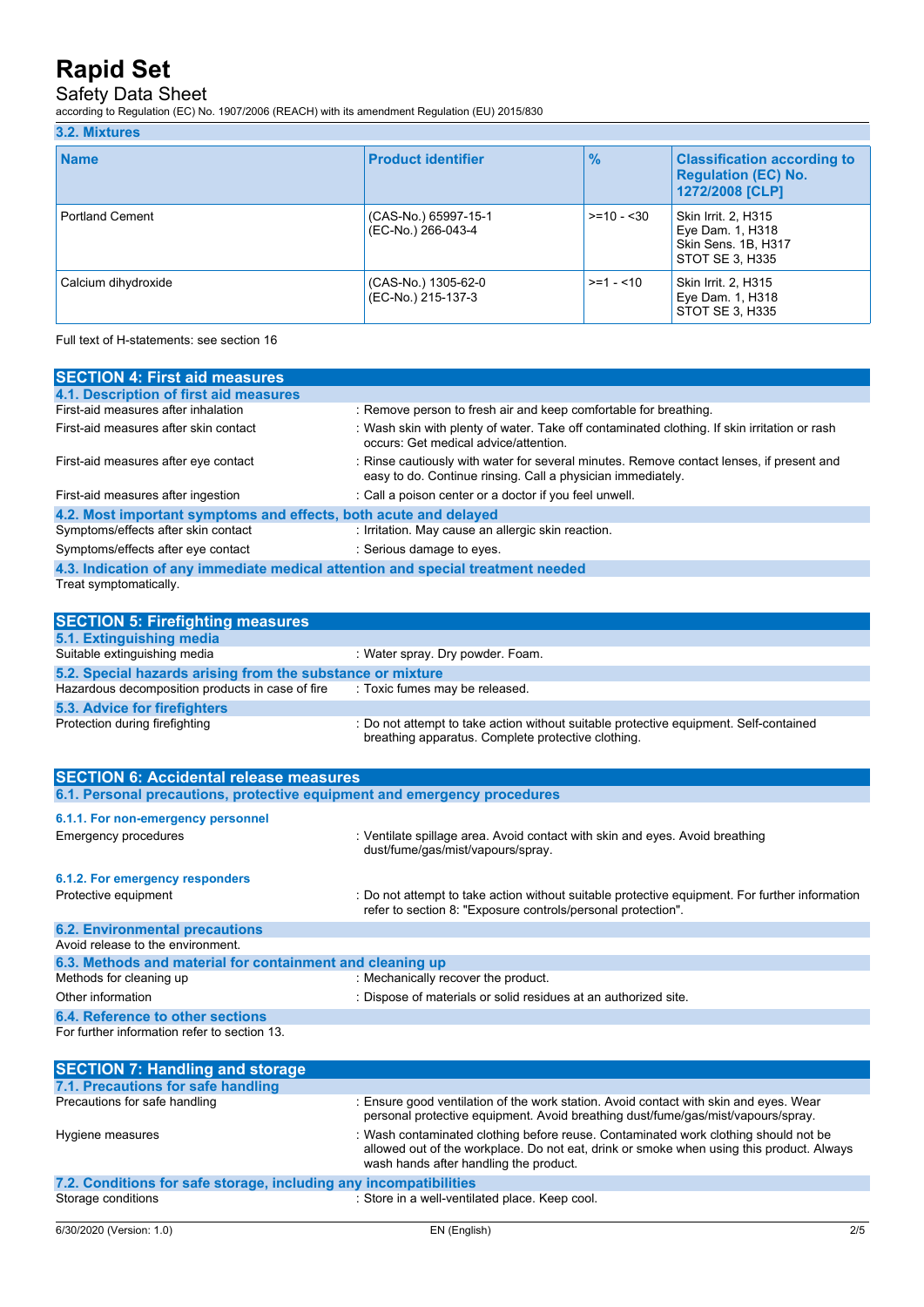### 3.2. Mixtures

| Name | Product identifier | % | Classification according to Regulation (EC) No. 1272/2008 [CLP] |
|---|---|---|---|
| Portland Cement | (CAS-No.) 65997-15-1<br>(EC-No.) 266-043-4 | >=10 - <30 | Skin Irrit. 2, H315<br>Eye Dam. 1, H318<br>Skin Sens. 1B, H317<br>STOT SE 3, H335 |
| Calcium dihydroxide | (CAS-No.) 1305-62-0<br>(EC-No.) 215-137-3 | >=1 - <10 | Skin Irrit. 2, H315<br>Eye Dam. 1, H318<br>STOT SE 3, H335 |

Full text of H-statements: see section 16

## SECTION 4: First aid measures

### 4.1. Description of first aid measures

First-aid measures after inhalation : Remove person to fresh air and keep comfortable for breathing.

First-aid measures after skin contact : Wash skin with plenty of water. Take off contaminated clothing. If skin irritation or rash occurs: Get medical advice/attention.

First-aid measures after eye contact : Rinse cautiously with water for several minutes. Remove contact lenses, if present and easy to do. Continue rinsing. Call a physician immediately.

First-aid measures after ingestion : Call a poison center or a doctor if you feel unwell.

### 4.2. Most important symptoms and effects, both acute and delayed

Symptoms/effects after skin contact : Irritation. May cause an allergic skin reaction.

Symptoms/effects after eye contact : Serious damage to eyes.

### 4.3. Indication of any immediate medical attention and special treatment needed

Treat symptomatically.

## SECTION 5: Firefighting measures

### 5.1. Extinguishing media

Suitable extinguishing media : Water spray. Dry powder. Foam.

### 5.2. Special hazards arising from the substance or mixture

Hazardous decomposition products in case of fire : Toxic fumes may be released.

### 5.3. Advice for firefighters

Protection during firefighting : Do not attempt to take action without suitable protective equipment. Self-contained breathing apparatus. Complete protective clothing.

## SECTION 6: Accidental release measures

### 6.1. Personal precautions, protective equipment and emergency procedures

#### 6.1.1. For non-emergency personnel

Emergency procedures : Ventilate spillage area. Avoid contact with skin and eyes. Avoid breathing dust/fume/gas/mist/vapours/spray.

#### 6.1.2. For emergency responders

Protective equipment : Do not attempt to take action without suitable protective equipment. For further information refer to section 8: "Exposure controls/personal protection".

### 6.2. Environmental precautions

Avoid release to the environment.

### 6.3. Methods and material for containment and cleaning up

Methods for cleaning up : Mechanically recover the product.

Other information : Dispose of materials or solid residues at an authorized site.

### 6.4. Reference to other sections

For further information refer to section 13.

## SECTION 7: Handling and storage

### 7.1. Precautions for safe handling

Precautions for safe handling : Ensure good ventilation of the work station. Avoid contact with skin and eyes. Wear personal protective equipment. Avoid breathing dust/fume/gas/mist/vapours/spray.

Hygiene measures : Wash contaminated clothing before reuse. Contaminated work clothing should not be allowed out of the workplace. Do not eat, drink or smoke when using this product. Always wash hands after handling the product.

### 7.2. Conditions for safe storage, including any incompatibilities

Storage conditions : Store in a well-ventilated place. Keep cool.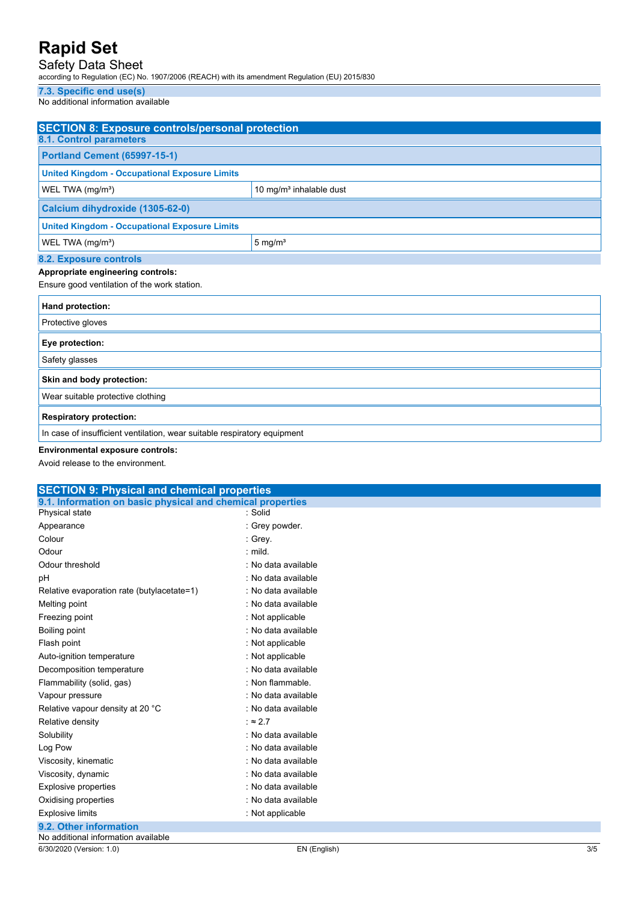### 7.3. Specific end use(s)

No additional information available

## SECTION 8: Exposure controls/personal protection

### 8.1. Control parameters

| Portland Cement (65997-15-1) | |
|---|---|
| **United Kingdom - Occupational Exposure Limits** | |
| WEL TWA (mg/m³) | 10 mg/m³ inhalable dust |

| Calcium dihydroxide (1305-62-0) | |
|---|---|
| **United Kingdom - Occupational Exposure Limits** | |
| WEL TWA (mg/m³) | 5 mg/m³ |

### 8.2. Exposure controls

**Appropriate engineering controls:**

Ensure good ventilation of the work station.

| Hand protection: |
|---|
| Protective gloves |

| Eye protection: |
|---|
| Safety glasses |

| Skin and body protection: |
|---|
| Wear suitable protective clothing |

| Respiratory protection: |
|---|
| In case of insufficient ventilation, wear suitable respiratory equipment |

**Environmental exposure controls:**

Avoid release to the environment.

## SECTION 9: Physical and chemical properties

### 9.1. Information on basic physical and chemical properties

| Property | Value |
|---|---|
| Physical state | : Solid |
| Appearance | : Grey powder. |
| Colour | : Grey. |
| Odour | : mild. |
| Odour threshold | : No data available |
| pH | : No data available |
| Relative evaporation rate (butylacetate=1) | : No data available |
| Melting point | : No data available |
| Freezing point | : Not applicable |
| Boiling point | : No data available |
| Flash point | : Not applicable |
| Auto-ignition temperature | : Not applicable |
| Decomposition temperature | : No data available |
| Flammability (solid, gas) | : Non flammable. |
| Vapour pressure | : No data available |
| Relative vapour density at 20 °C | : No data available |
| Relative density | : ≈ 2.7 |
| Solubility | : No data available |
| Log Pow | : No data available |
| Viscosity, kinematic | : No data available |
| Viscosity, dynamic | : No data available |
| Explosive properties | : No data available |
| Oxidising properties | : No data available |
| Explosive limits | : Not applicable |

### 9.2. Other information

No additional information available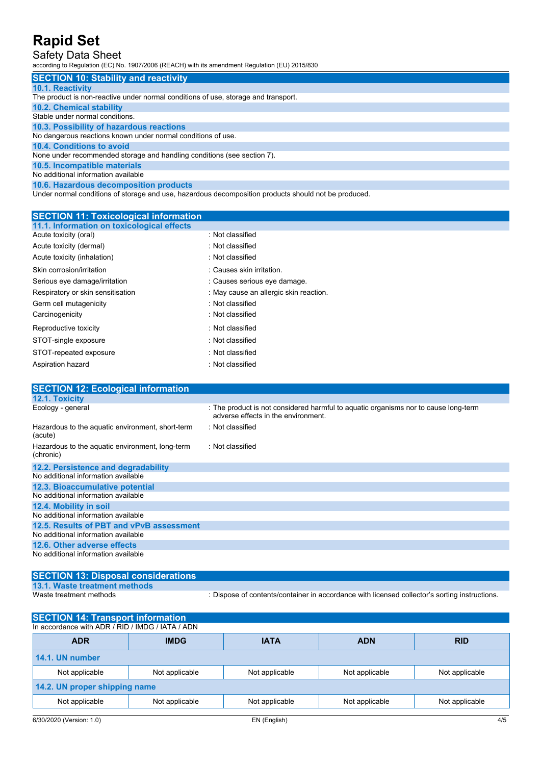## SECTION 10: Stability and reactivity

### 10.1. Reactivity

The product is non-reactive under normal conditions of use, storage and transport.

### 10.2. Chemical stability

Stable under normal conditions.

### 10.3. Possibility of hazardous reactions

No dangerous reactions known under normal conditions of use.

### 10.4. Conditions to avoid

None under recommended storage and handling conditions (see section 7).

### 10.5. Incompatible materials

No additional information available

### 10.6. Hazardous decomposition products

Under normal conditions of storage and use, hazardous decomposition products should not be produced.

## SECTION 11: Toxicological information

### 11.1. Information on toxicological effects

| | |
|---|---|
| Acute toxicity (oral) | : Not classified |
| Acute toxicity (dermal) | : Not classified |
| Acute toxicity (inhalation) | : Not classified |
| Skin corrosion/irritation | : Causes skin irritation. |
| Serious eye damage/irritation | : Causes serious eye damage. |
| Respiratory or skin sensitisation | : May cause an allergic skin reaction. |
| Germ cell mutagenicity | : Not classified |
| Carcinogenicity | : Not classified |
| Reproductive toxicity | : Not classified |
| STOT-single exposure | : Not classified |
| STOT-repeated exposure | : Not classified |
| Aspiration hazard | : Not classified |

## SECTION 12: Ecological information

### 12.1. Toxicity

| | |
|---|---|
| Ecology - general | : The product is not considered harmful to aquatic organisms nor to cause long-term adverse effects in the environment. |
| Hazardous to the aquatic environment, short-term (acute) | : Not classified |
| Hazardous to the aquatic environment, long-term (chronic) | : Not classified |

### 12.2. Persistence and degradability

No additional information available

### 12.3. Bioaccumulative potential

No additional information available

### 12.4. Mobility in soil

No additional information available

### 12.5. Results of PBT and vPvB assessment

No additional information available

### 12.6. Other adverse effects

No additional information available

## SECTION 13: Disposal considerations

### 13.1. Waste treatment methods

| | |
|---|---|
| Waste treatment methods | : Dispose of contents/container in accordance with licensed collector's sorting instructions. |

## SECTION 14: Transport information

In accordance with ADR / RID / IMDG / IATA / ADN

| ADR | IMDG | IATA | ADN | RID |
|---|---|---|---|---|
| **14.1. UN number** | | | | |
| Not applicable | Not applicable | Not applicable | Not applicable | Not applicable |
| **14.2. UN proper shipping name** | | | | |
| Not applicable | Not applicable | Not applicable | Not applicable | Not applicable |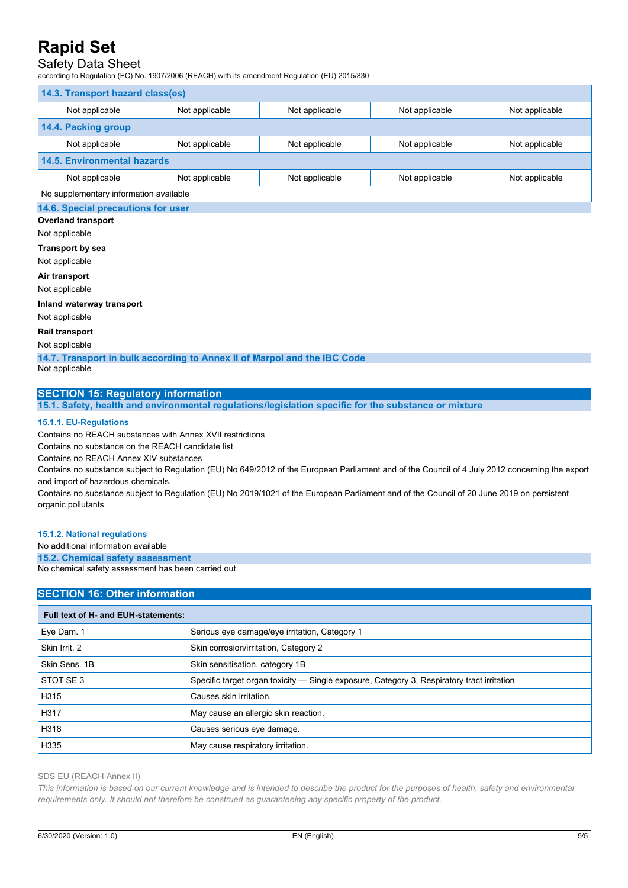| 14.3. Transport hazard class(es) | | | | |
|---|---|---|---|---|
| Not applicable | Not applicable | Not applicable | Not applicable | Not applicable |
| **14.4. Packing group** | | | | |
| Not applicable | Not applicable | Not applicable | Not applicable | Not applicable |
| **14.5. Environmental hazards** | | | | |
| Not applicable | Not applicable | Not applicable | Not applicable | Not applicable |
| No supplementary information available | | | | |

### 14.6. Special precautions for user

**Overland transport**

Not applicable

**Transport by sea**

Not applicable

**Air transport**

Not applicable

**Inland waterway transport**

Not applicable

**Rail transport**

Not applicable

### 14.7. Transport in bulk according to Annex II of Marpol and the IBC Code

Not applicable

## SECTION 15: Regulatory information

### 15.1. Safety, health and environmental regulations/legislation specific for the substance or mixture

#### 15.1.1. EU-Regulations

Contains no REACH substances with Annex XVII restrictions
Contains no substance on the REACH candidate list
Contains no REACH Annex XIV substances
Contains no substance subject to Regulation (EU) No 649/2012 of the European Parliament and of the Council of 4 July 2012 concerning the export and import of hazardous chemicals.
Contains no substance subject to Regulation (EU) No 2019/1021 of the European Parliament and of the Council of 20 June 2019 on persistent organic pollutants

#### 15.1.2. National regulations

No additional information available

### 15.2. Chemical safety assessment

No chemical safety assessment has been carried out

## SECTION 16: Other information

| Full text of H- and EUH-statements: | |
|---|---|
| Eye Dam. 1 | Serious eye damage/eye irritation, Category 1 |
| Skin Irrit. 2 | Skin corrosion/irritation, Category 2 |
| Skin Sens. 1B | Skin sensitisation, category 1B |
| STOT SE 3 | Specific target organ toxicity — Single exposure, Category 3, Respiratory tract irritation |
| H315 | Causes skin irritation. |
| H317 | May cause an allergic skin reaction. |
| H318 | Causes serious eye damage. |
| H335 | May cause respiratory irritation. |

SDS EU (REACH Annex II)

*This information is based on our current knowledge and is intended to describe the product for the purposes of health, safety and environmental requirements only. It should not therefore be construed as guaranteeing any specific property of the product.*